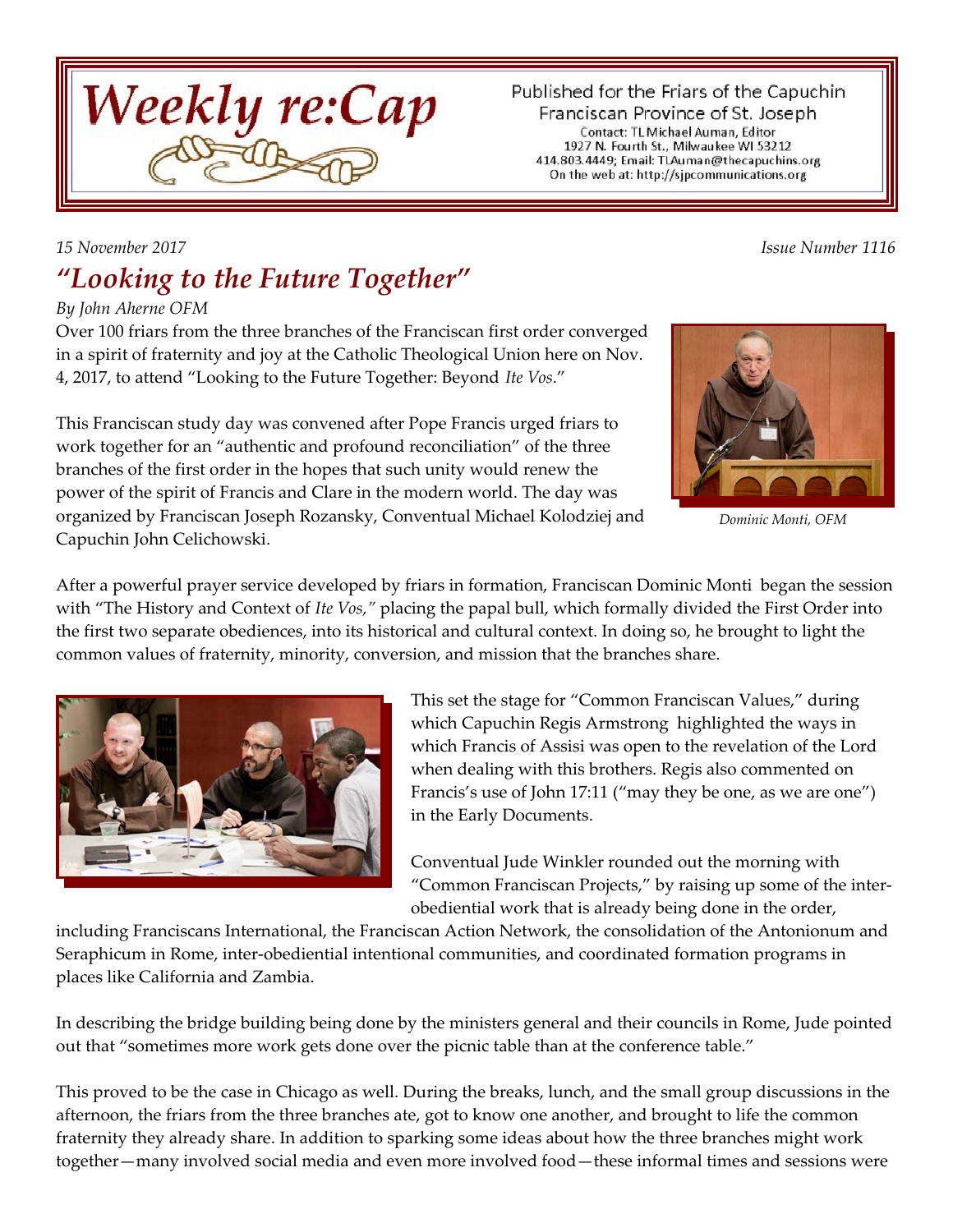# Weekly re:Cap

Published for the Friars of the Capuchin Franciscan Province of St. Joseph
Contact: TL Michael Auman, Editor
1927 N. Fourth St., Milwaukee WI 53212
414.803.4449; Email: TLAuman@thecapuchins.org
On the web at: http://sjpcommunications.org

*15 November 2017* *Issue Number 1116*

## *"Looking to the Future Together"*

*By John Aherne OFM*

Over 100 friars from the three branches of the Franciscan first order converged in a spirit of fraternity and joy at the Catholic Theological Union here on Nov. 4, 2017, to attend "Looking to the Future Together: Beyond *Ite Vos*."

*Dominic Monti, OFM*

This Franciscan study day was convened after Pope Francis urged friars to work together for an "authentic and profound reconciliation" of the three branches of the first order in the hopes that such unity would renew the power of the spirit of Francis and Clare in the modern world. The day was organized by Franciscan Joseph Rozansky, Conventual Michael Kolodziej and Capuchin John Celichowski.

After a powerful prayer service developed by friars in formation, Franciscan Dominic Monti began the session with "The History and Context of *Ite Vos,"* placing the papal bull, which formally divided the First Order into the first two separate obediences, into its historical and cultural context. In doing so, he brought to light the common values of fraternity, minority, conversion, and mission that the branches share.

This set the stage for "Common Franciscan Values," during which Capuchin Regis Armstrong highlighted the ways in which Francis of Assisi was open to the revelation of the Lord when dealing with this brothers. Regis also commented on Francis's use of John 17:11 ("may they be one, as we are one") in the Early Documents.

Conventual Jude Winkler rounded out the morning with "Common Franciscan Projects," by raising up some of the inter-obediential work that is already being done in the order, including Franciscans International, the Franciscan Action Network, the consolidation of the Antonionum and Seraphicum in Rome, inter-obediential intentional communities, and coordinated formation programs in places like California and Zambia.

In describing the bridge building being done by the ministers general and their councils in Rome, Jude pointed out that "sometimes more work gets done over the picnic table than at the conference table."

This proved to be the case in Chicago as well. During the breaks, lunch, and the small group discussions in the afternoon, the friars from the three branches ate, got to know one another, and brought to life the common fraternity they already share. In addition to sparking some ideas about how the three branches might work together—many involved social media and even more involved food—these informal times and sessions were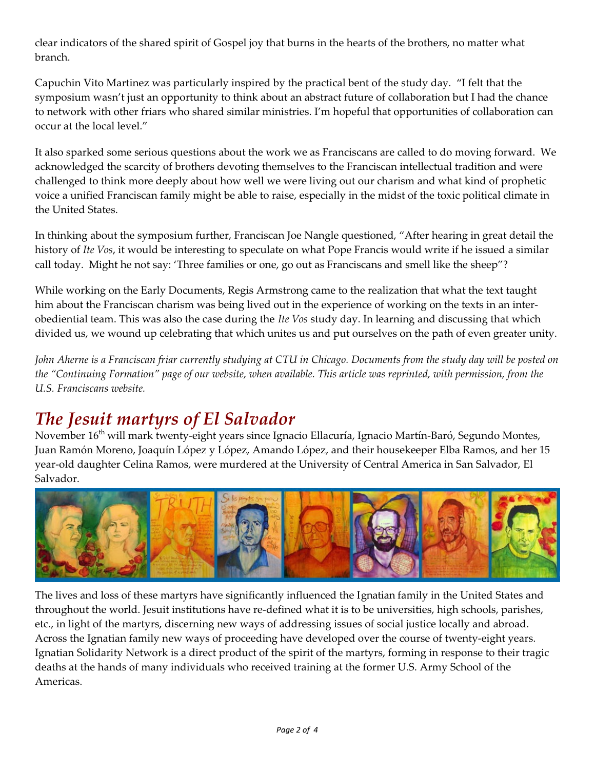clear indicators of the shared spirit of Gospel joy that burns in the hearts of the brothers, no matter what branch.

Capuchin Vito Martinez was particularly inspired by the practical bent of the study day. "I felt that the symposium wasn't just an opportunity to think about an abstract future of collaboration but I had the chance to network with other friars who shared similar ministries. I'm hopeful that opportunities of collaboration can occur at the local level."

It also sparked some serious questions about the work we as Franciscans are called to do moving forward. We acknowledged the scarcity of brothers devoting themselves to the Franciscan intellectual tradition and were challenged to think more deeply about how well we were living out our charism and what kind of prophetic voice a unified Franciscan family might be able to raise, especially in the midst of the toxic political climate in the United States.

In thinking about the symposium further, Franciscan Joe Nangle questioned, "After hearing in great detail the history of *Ite Vos*, it would be interesting to speculate on what Pope Francis would write if he issued a similar call today. Might he not say: 'Three families or one, go out as Franciscans and smell like the sheep"?

While working on the Early Documents, Regis Armstrong came to the realization that what the text taught him about the Franciscan charism was being lived out in the experience of working on the texts in an inter-obediential team. This was also the case during the *Ite Vos* study day. In learning and discussing that which divided us, we wound up celebrating that which unites us and put ourselves on the path of even greater unity.

*John Aherne is a Franciscan friar currently studying at CTU in Chicago. Documents from the study day will be posted on the "Continuing Formation" page of our website, when available. This article was reprinted, with permission, from the U.S. Franciscans website.*

## *The Jesuit martyrs of El Salvador*

November 16th will mark twenty-eight years since Ignacio Ellacuría, Ignacio Martín-Baró, Segundo Montes, Juan Ramón Moreno, Joaquín López y López, Amando López, and their housekeeper Elba Ramos, and her 15 year-old daughter Celina Ramos, were murdered at the University of Central America in San Salvador, El Salvador.

The lives and loss of these martyrs have significantly influenced the Ignatian family in the United States and throughout the world. Jesuit institutions have re-defined what it is to be universities, high schools, parishes, etc., in light of the martyrs, discerning new ways of addressing issues of social justice locally and abroad. Across the Ignatian family new ways of proceeding have developed over the course of twenty-eight years. Ignatian Solidarity Network is a direct product of the spirit of the martyrs, forming in response to their tragic deaths at the hands of many individuals who received training at the former U.S. Army School of the Americas.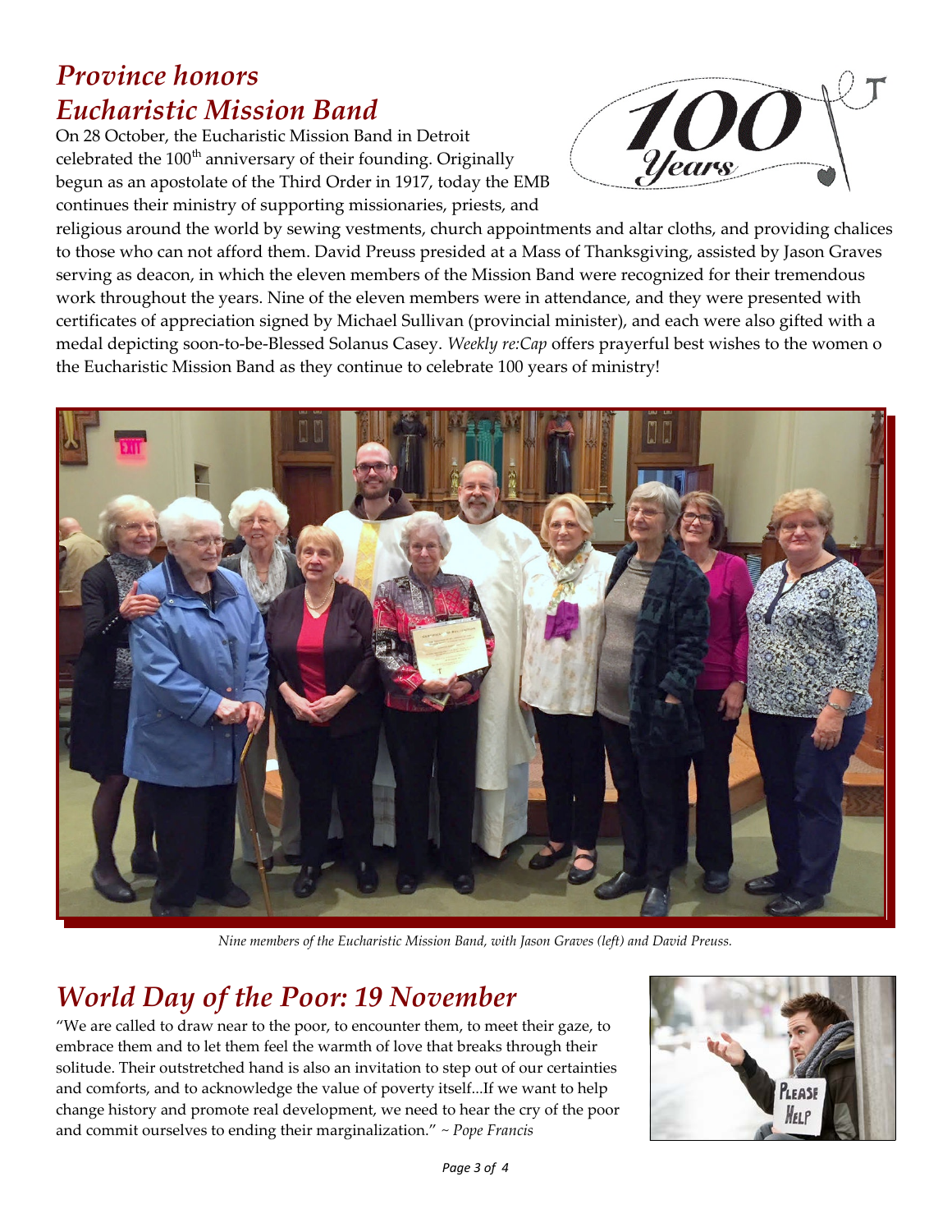# Province honors Eucharistic Mission Band

On 28 October, the Eucharistic Mission Band in Detroit celebrated the 100th anniversary of their founding. Originally begun as an apostolate of the Third Order in 1917, today the EMB continues their ministry of supporting missionaries, priests, and religious around the world by sewing vestments, church appointments and altar cloths, and providing chalices to those who can not afford them. David Preuss presided at a Mass of Thanksgiving, assisted by Jason Graves serving as deacon, in which the eleven members of the Mission Band were recognized for their tremendous work throughout the years. Nine of the eleven members were in attendance, and they were presented with certificates of appreciation signed by Michael Sullivan (provincial minister), and each were also gifted with a medal depicting soon-to-be-Blessed Solanus Casey. *Weekly re:Cap* offers prayerful best wishes to the women o the Eucharistic Mission Band as they continue to celebrate 100 years of ministry!

*Nine members of the Eucharistic Mission Band, with Jason Graves (left) and David Preuss.*

# World Day of the Poor: 19 November

"We are called to draw near to the poor, to encounter them, to meet their gaze, to embrace them and to let them feel the warmth of love that breaks through their solitude. Their outstretched hand is also an invitation to step out of our certainties and comforts, and to acknowledge the value of poverty itself...If we want to help change history and promote real development, we need to hear the cry of the poor and commit ourselves to ending their marginalization." ~ *Pope Francis*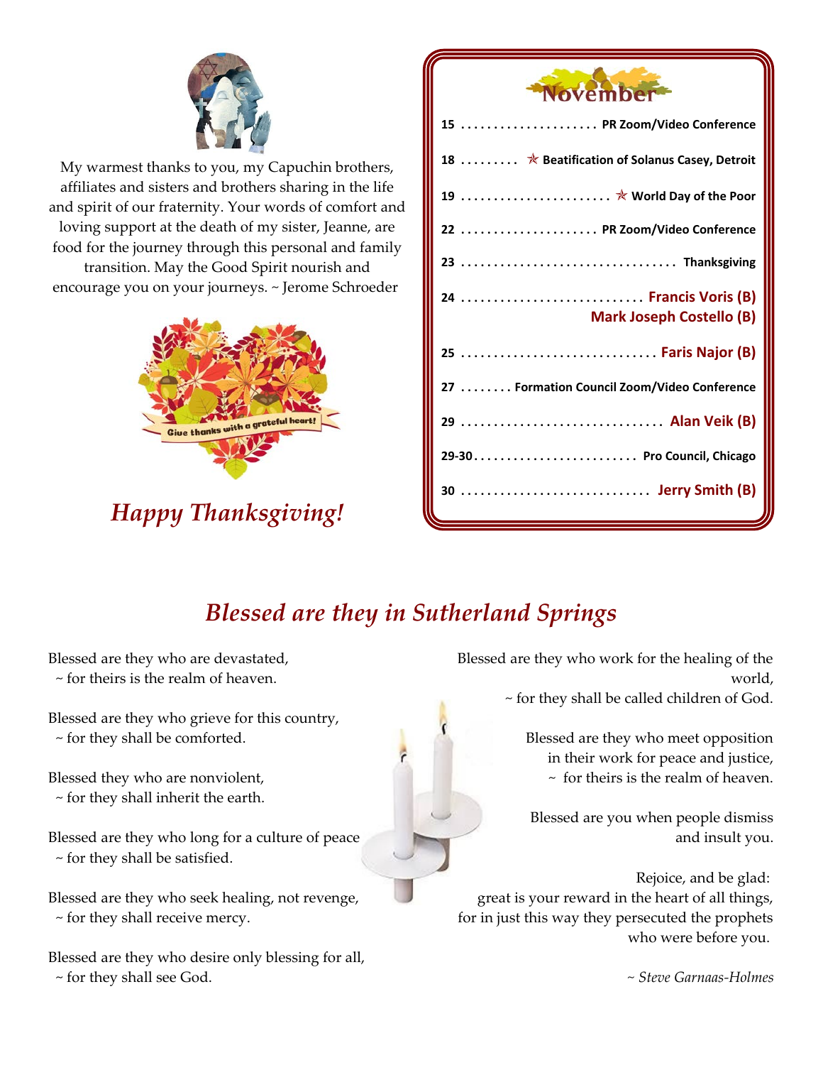My warmest thanks to you, my Capuchin brothers, affiliates and sisters and brothers sharing in the life and spirit of our fraternity. Your words of comfort and loving support at the death of my sister, Jeanne, are food for the journey through this personal and family transition. May the Good Spirit nourish and encourage you on your journeys. ~ Jerome Schroeder

Give thanks with a grateful heart!

*Happy Thanksgiving!*

## November

15 ..................... **PR Zoom/Video Conference**

18 ......... ✯ **Beatification of Solanus Casey, Detroit**

19 ....................... ✯ **World Day of the Poor**

22 ..................... **PR Zoom/Video Conference**

23 ................................ **Thanksgiving**

24 ............................ **Francis Voris (B)**
**Mark Joseph Costello (B)**

25 ............................. **Faris Najor (B)**

27 ........ **Formation Council Zoom/Video Conference**

29 ............................... **Alan Veik (B)**

29-30......................... **Pro Council, Chicago**

30 ............................ **Jerry Smith (B)**

## *Blessed are they in Sutherland Springs*

Blessed are they who are devastated,
~ for theirs is the realm of heaven.

Blessed are they who grieve for this country,
~ for they shall be comforted.

Blessed they who are nonviolent,
~ for they shall inherit the earth.

Blessed are they who long for a culture of peace
~ for they shall be satisfied.

Blessed are they who seek healing, not revenge,
~ for they shall receive mercy.

Blessed are they who desire only blessing for all,
~ for they shall see God.

Blessed are they who work for the healing of the world,
~ for they shall be called children of God.

Blessed are they who meet opposition
in their work for peace and justice,
~ for theirs is the realm of heaven.

Blessed are you when people dismiss
and insult you.

Rejoice, and be glad:
great is your reward in the heart of all things,
for in just this way they persecuted the prophets
who were before you.

*~ Steve Garnaas-Holmes*